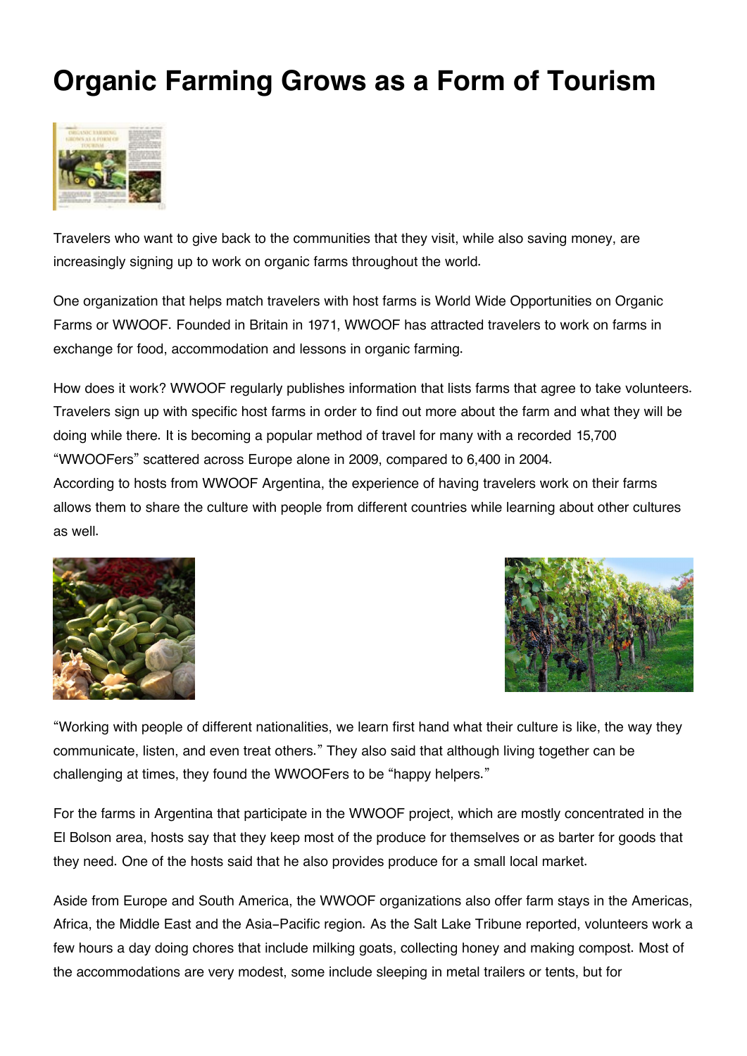# Organic Farming Grows as a Form of Tourism

Travelers who want to give back to the communities that they visit, while also saving money, are increasingly signing up to work on organic farms throughout the world.

One organization that helps match travelers with host farms is World Wide Opportunities on Organic Farms or WWOOF. Founded in Britain in 1971, WWOOF has attracted travelers to work on farms in exchange for food, accommodation and lessons in organic farming.

How does it work? WWOOF regularly publishes information that lists farms that agree to take volunteers. Travelers sign up with specific host farms in order to find out more about the farm and what they will be doing while there. It is becoming a popular method of travel for many with a recorded 15,700 "WWOOFers" scattered across Europe alone in 2009, compared to 6,400 in 2004.
According to hosts from WWOOF Argentina, the experience of having travelers work on their farms allows them to share the culture with people from different countries while learning about other cultures as well.

"Working with people of different nationalities, we learn first hand what their culture is like, the way they communicate, listen, and even treat others." They also said that although living together can be challenging at times, they found the WWOOFers to be "happy helpers."

For the farms in Argentina that participate in the WWOOF project, which are mostly concentrated in the El Bolson area, hosts say that they keep most of the produce for themselves or as barter for goods that they need. One of the hosts said that he also provides produce for a small local market.

Aside from Europe and South America, the WWOOF organizations also offer farm stays in the Americas, Africa, the Middle East and the Asia-Pacific region. As the Salt Lake Tribune reported, volunteers work a few hours a day doing chores that include milking goats, collecting honey and making compost. Most of the accommodations are very modest, some include sleeping in metal trailers or tents, but for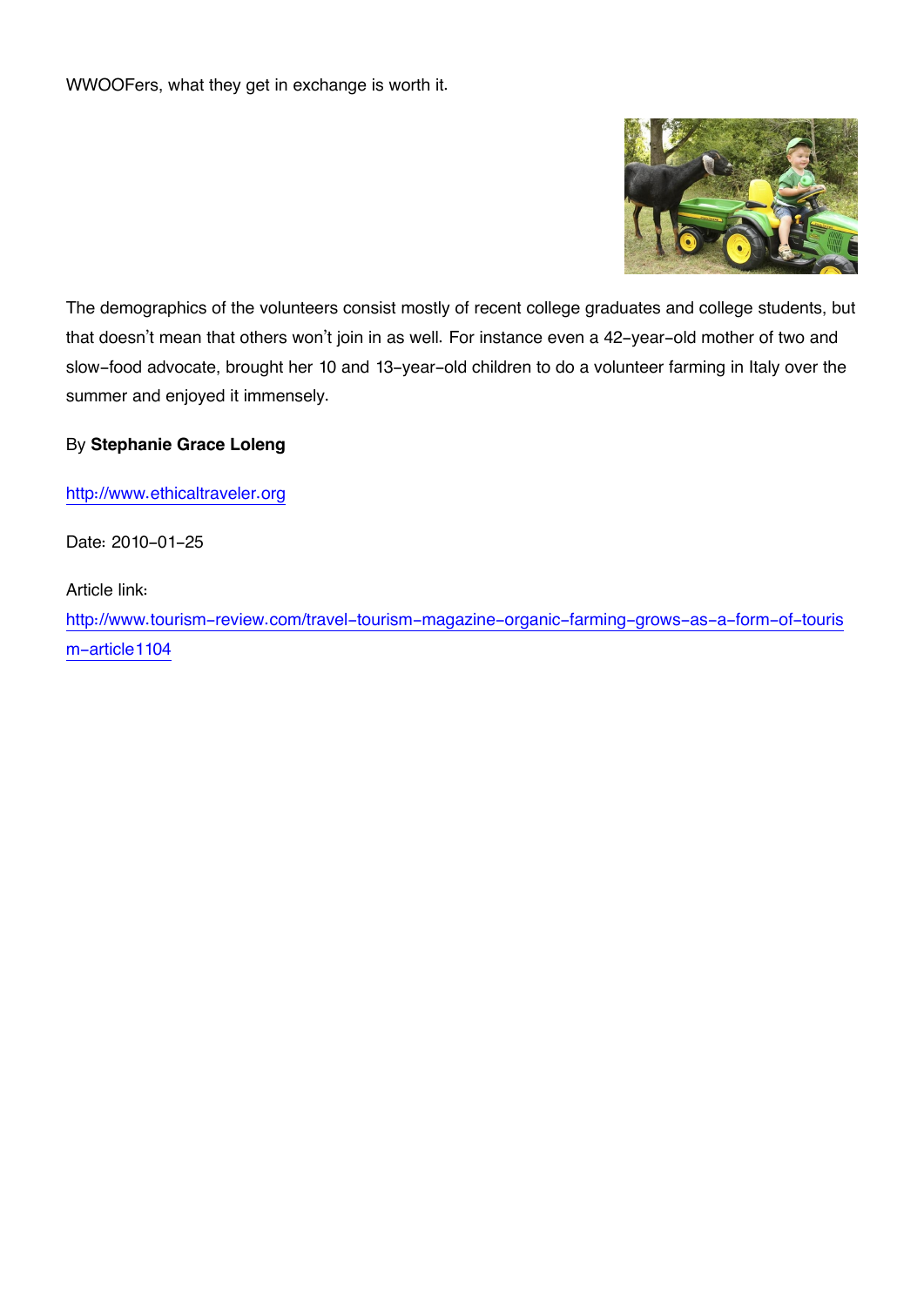WWOOFers, what they get in exchange is worth it.

The demographics of the volunteers consist mostly of recent college graduates and college students, but that doesn't mean that others won't join in as well. For instance even a 42-year-old mother of two and slow-food advocate, brought her 10 and 13-year-old children to do a volunteer farming in Italy over the summer and enjoyed it immensely.

By **Stephanie Grace Loleng**

http://www.ethicaltraveler.org

Date: 2010-01-25

Article link:
http://www.tourism-review.com/travel-tourism-magazine-organic-farming-grows-as-a-form-of-tourism-article1104